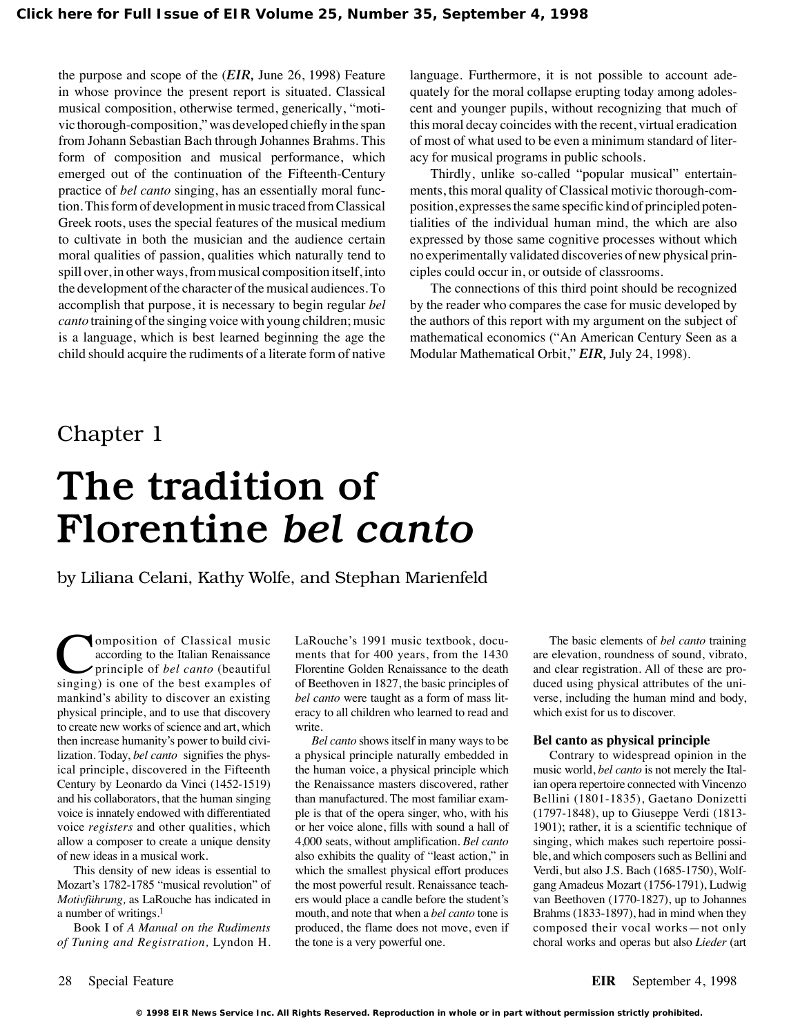the purpose and scope of the (*EIR,* June 26, 1998) Feature in whose province the present report is situated. Classical musical composition, otherwise termed, generically, "motivic thorough-composition," was developed chiefly in the span from Johann Sebastian Bach through Johannes Brahms. This form of composition and musical performance, which emerged out of the continuation of the Fifteenth-Century practice of *bel canto* singing, has an essentially moral function. This form of development in music traced from Classical Greek roots, uses the special features of the musical medium to cultivate in both the musician and the audience certain moral qualities of passion, qualities which naturally tend to spill over, in other ways, from musical composition itself, into the development of the character of the musical audiences. To accomplish that purpose, it is necessary to begin regular *bel canto* training of the singing voice with young children; music is a language, which is best learned beginning the age the child should acquire the rudiments of a literate form of native language. Furthermore, it is not possible to account adequately for the moral collapse erupting today among adolescent and younger pupils, without recognizing that much of this moral decay coincides with the recent, virtual eradication of most of what used to be even a minimum standard of literacy for musical programs in public schools.

Thirdly, unlike so-called "popular musical" entertainments, this moral quality of Classical motivic thorough-composition, expresses the same specific kind of principled potentialities of the individual human mind, the which are also expressed by those same cognitive processes without which no experimentally validated discoveries of new physical principles could occur in, or outside of classrooms.

The connections of this third point should be recognized by the reader who compares the case for music developed by the authors of this report with my argument on the subject of mathematical economics ("An American Century Seen as a Modular Mathematical Orbit," *EIR,* July 24, 1998).

## Chapter 1

# The tradition of Florentine *bel canto*

by Liliana Celani, Kathy Wolfe, and Stephan Marienfeld

Composition of Classical music according to the Italian Renaissance principle of *bel canto* (beautiful singing) is one of the best examples of mankind's ability to discover an existing physical principle, and to use that discovery to create new works of science and art, which then increase humanity's power to build civilization. Today, *bel canto* signifies the physical principle, discovered in the Fifteenth Century by Leonardo da Vinci (1452-1519) and his collaborators, that the human singing voice is innately endowed with differentiated voice *registers* and other qualities, which allow a composer to create a unique density of new ideas in a musical work.

This density of new ideas is essential to Mozart's 1782-1785 "musical revolution" of *Motivführung,* as LaRouche has indicated in a number of writings.[1]

Book I of *A Manual on the Rudiments of Tuning and Registration,* Lyndon H. LaRouche's 1991 music textbook, documents that for 400 years, from the 1430 Florentine Golden Renaissance to the death of Beethoven in 1827, the basic principles of *bel canto* were taught as a form of mass literacy to all children who learned to read and write.

*Bel canto* shows itself in many ways to be a physical principle naturally embedded in the human voice, a physical principle which the Renaissance masters discovered, rather than manufactured. The most familiar example is that of the opera singer, who, with his or her voice alone, fills with sound a hall of 4,000 seats, without amplification. *Bel canto* also exhibits the quality of "least action," in which the smallest physical effort produces the most powerful result. Renaissance teachers would place a candle before the student's mouth, and note that when a *bel canto* tone is produced, the flame does not move, even if the tone is a very powerful one.

The basic elements of *bel canto* training are elevation, roundness of sound, vibrato, and clear registration. All of these are produced using physical attributes of the universe, including the human mind and body, which exist for us to discover.

### Bel canto as physical principle

Contrary to widespread opinion in the music world, *bel canto* is not merely the Italian opera repertoire connected with Vincenzo Bellini (1801-1835), Gaetano Donizetti (1797-1848), up to Giuseppe Verdi (1813-1901); rather, it is a scientific technique of singing, which makes such repertoire possible, and which composers such as Bellini and Verdi, but also J.S. Bach (1685-1750), Wolfgang Amadeus Mozart (1756-1791), Ludwig van Beethoven (1770-1827), up to Johannes Brahms (1833-1897), had in mind when they composed their vocal works—not only choral works and operas but also *Lieder* (art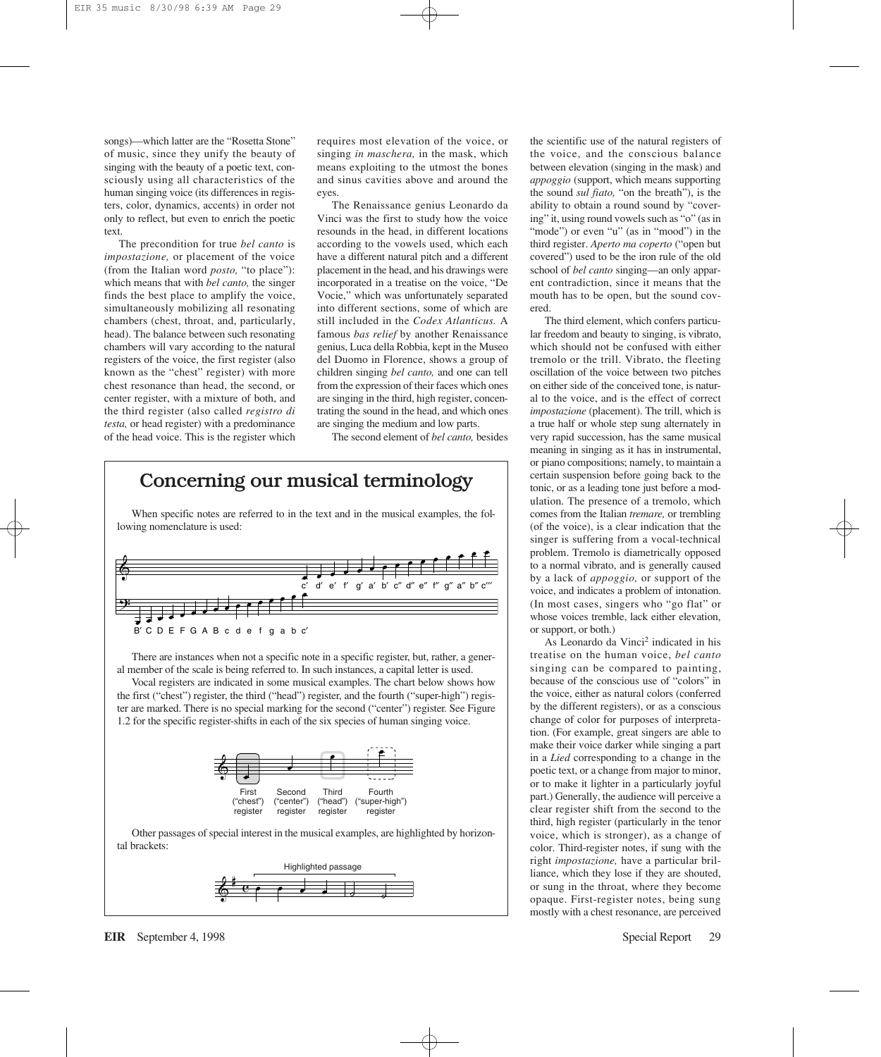songs)—which latter are the "Rosetta Stone" of music, since they unify the beauty of singing with the beauty of a poetic text, consciously using all characteristics of the human singing voice (its differences in registers, color, dynamics, accents) in order not only to reflect, but even to enrich the poetic text.

The precondition for true *bel canto* is *impostazione,* or placement of the voice (from the Italian word *posto,* "to place"): which means that with *bel canto,* the singer finds the best place to amplify the voice, simultaneously mobilizing all resonating chambers (chest, throat, and, particularly, head). The balance between such resonating chambers will vary according to the natural registers of the voice, the first register (also known as the "chest" register) with more chest resonance than head, the second, or center register, with a mixture of both, and the third register (also called *registro di testa,* or head register) with a predominance of the head voice. This is the register which requires most elevation of the voice, or singing *in maschera,* in the mask, which means exploiting to the utmost the bones and sinus cavities above and around the eyes.

The Renaissance genius Leonardo da Vinci was the first to study how the voice resounds in the head, in different locations according to the vowels used, which each have a different natural pitch and a different placement in the head, and his drawings were incorporated in a treatise on the voice, "De Vocie," which was unfortunately separated into different sections, some of which are still included in the *Codex Atlanticus.* A famous *bas relief* by another Renaissance genius, Luca della Robbia, kept in the Museo del Duomo in Florence, shows a group of children singing *bel canto,* and one can tell from the expression of their faces which ones are singing in the third, high register, concentrating the sound in the head, and which ones are singing the medium and low parts.

The second element of *bel canto,* besides the scientific use of the natural registers of the voice, and the conscious balance between elevation (singing in the mask) and *appoggio* (support, which means supporting the sound *sul fiato,* "on the breath"), is the ability to obtain a round sound by "covering" it, using round vowels such as "o" (as in "mode") or even "u" (as in "mood") in the third register. *Aperto ma coperto* ("open but covered") used to be the iron rule of the old school of *bel canto* singing—an only apparent contradiction, since it means that the mouth has to be open, but the sound covered.

The third element, which confers particular freedom and beauty to singing, is vibrato, which should not be confused with either tremolo or the trill. Vibrato, the fleeting oscillation of the voice between two pitches on either side of the conceived tone, is natural to the voice, and is the effect of correct *impostazione* (placement). The trill, which is a true half or whole step sung alternately in very rapid succession, has the same musical meaning in singing as it has in instrumental, or piano compositions; namely, to maintain a certain suspension before going back to the tonic, or as a leading tone just before a modulation. The presence of a tremolo, which comes from the Italian *tremare,* or trembling (of the voice), is a clear indication that the singer is suffering from a vocal-technical problem. Tremolo is diametrically opposed to a normal vibrato, and is generally caused by a lack of *appoggio,* or support of the voice, and indicates a problem of intonation. (In most cases, singers who "go flat" or whose voices tremble, lack either elevation, or support, or both.)

As Leonardo da Vinci[2] indicated in his treatise on the human voice, *bel canto* singing can be compared to painting, because of the conscious use of "colors" in the voice, either as natural colors (conferred by the different registers), or as a conscious change of color for purposes of interpretation. (For example, great singers are able to make their voice darker while singing a part in a *Lied* corresponding to a change in the poetic text, or a change from major to minor, or to make it lighter in a particularly joyful part.) Generally, the audience will perceive a clear register shift from the second to the third, high register (particularly in the tenor voice, which is stronger), as a change of color. Third-register notes, if sung with the right *impostazione,* have a particular brilliance, which they lose if they are shouted, or sung in the throat, where they become opaque. First-register notes, being sung mostly with a chest resonance, are perceived

## Concerning our musical terminology

When specific notes are referred to in the text and in the musical examples, the following nomenclature is used:

B′ C D E F G A B c d e f g a b c′

c′ d′ e′ f′ g′ a′ b′ c″ d″ e″ f″ g″ a″ b″ c‴

There are instances when not a specific note in a specific register, but, rather, a general member of the scale is being referred to. In such instances, a capital letter is used.

Vocal registers are indicated in some musical examples. The chart below shows how the first ("chest") register, the third ("head") register, and the fourth ("super-high") register are marked. There is no special marking for the second ("center") register. See Figure 1.2 for the specific register-shifts in each of the six species of human singing voice.

First ("chest") register | Second ("center") register | Third ("head") register | Fourth ("super-high") register

Other passages of special interest in the musical examples, are highlighted by horizontal brackets:

Highlighted passage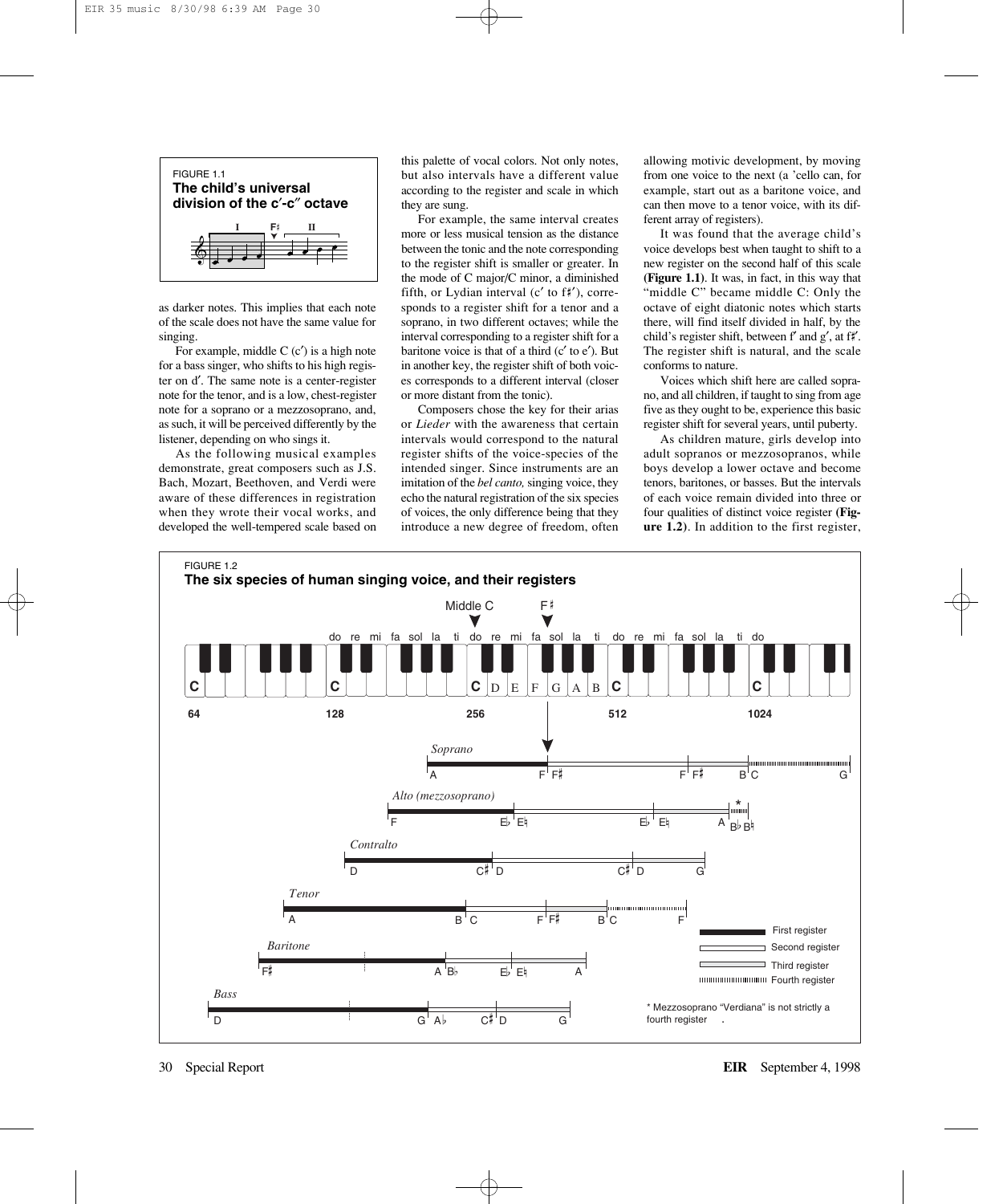FIGURE 1.1
**The child's universal division of the c′-c″ octave**

as darker notes. This implies that each note of the scale does not have the same value for singing.

For example, middle C (c′) is a high note for a bass singer, who shifts to his high register on d′. The same note is a center-register note for the tenor, and is a low, chest-register note for a soprano or a mezzosoprano, and, as such, it will be perceived differently by the listener, depending on who sings it.

As the following musical examples demonstrate, great composers such as J.S. Bach, Mozart, Beethoven, and Verdi were aware of these differences in registration when they wrote their vocal works, and developed the well-tempered scale based on this palette of vocal colors. Not only notes, but also intervals have a different value according to the register and scale in which they are sung.

For example, the same interval creates more or less musical tension as the distance between the tonic and the note corresponding to the register shift is smaller or greater. In the mode of C major/C minor, a diminished fifth, or Lydian interval (c′ to f♯′), corresponds to a register shift for a tenor and a soprano, in two different octaves; while the interval corresponding to a register shift for a baritone voice is that of a third (c′ to e′). But in another key, the register shift of both voices corresponds to a different interval (closer or more distant from the tonic).

Composers chose the key for their arias or *Lieder* with the awareness that certain intervals would correspond to the natural register shifts of the voice-species of the intended singer. Since instruments are an imitation of the *bel canto,* singing voice, they echo the natural registration of the six species of voices, the only difference being that they introduce a new degree of freedom, often allowing motivic development, by moving from one voice to the next (a 'cello can, for example, start out as a baritone voice, and can then move to a tenor voice, with its different array of registers).

It was found that the average child's voice develops best when taught to shift to a new register on the second half of this scale **(Figure 1.1)**. It was, in fact, in this way that "middle C" became middle C: Only the octave of eight diatonic notes which starts there, will find itself divided in half, by the child's register shift, between f′ and g′, at f♯′. The register shift is natural, and the scale conforms to nature.

Voices which shift here are called soprano, and all children, if taught to sing from age five as they ought to be, experience this basic register shift for several years, until puberty.

As children mature, girls develop into adult sopranos or mezzosopranos, while boys develop a lower octave and become tenors, baritones, or basses. But the intervals of each voice remain divided into three or four qualities of distinct voice register **(Figure 1.2)**. In addition to the first register,

FIGURE 1.2
**The six species of human singing voice, and their registers**

* Mezzosoprano "Verdiana" is not strictly a fourth register.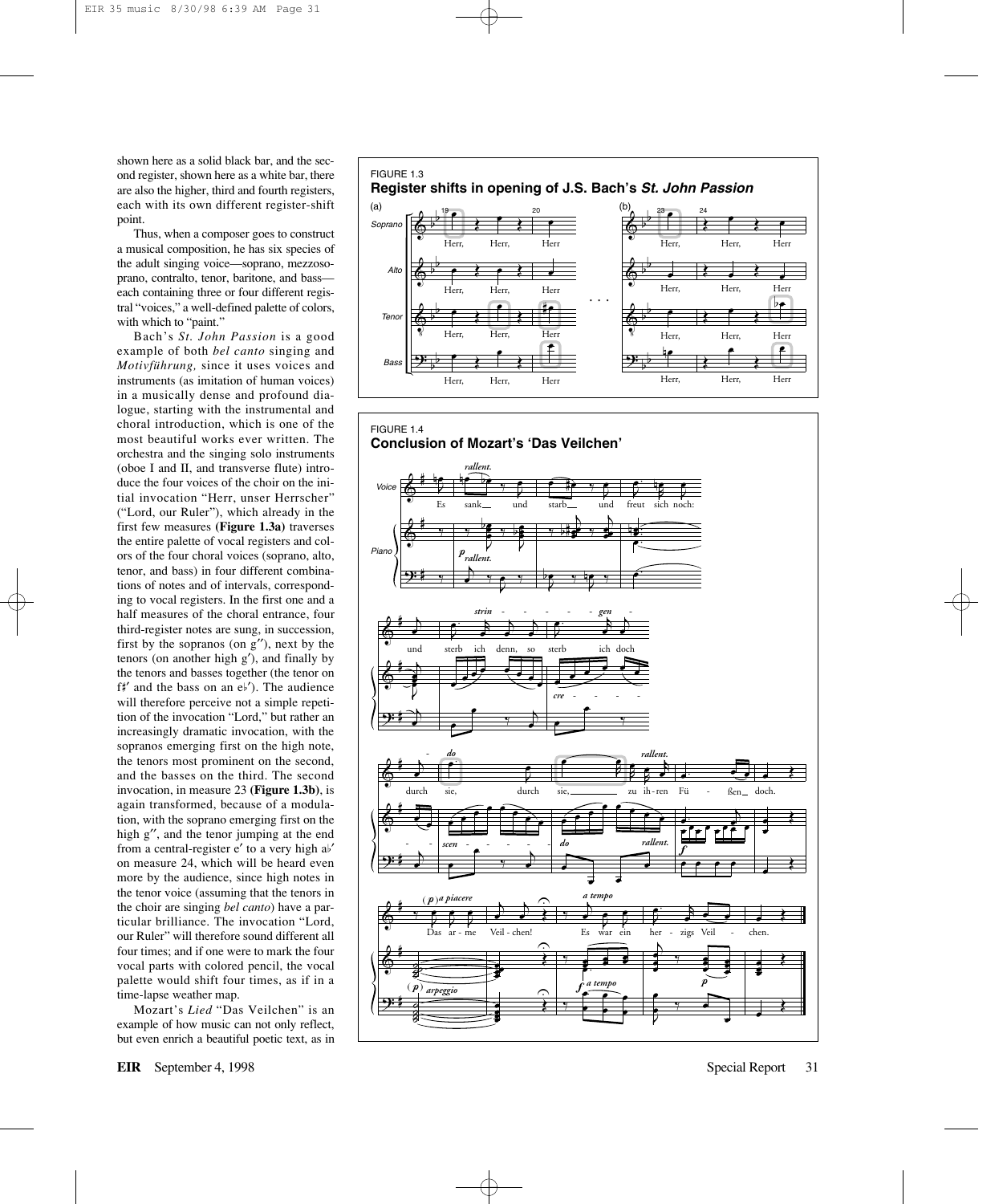shown here as a solid black bar, and the second register, shown here as a white bar, there are also the higher, third and fourth registers, each with its own different register-shift point.

Thus, when a composer goes to construct a musical composition, he has six species of the adult singing voice—soprano, mezzosoprano, contralto, tenor, baritone, and bass—each containing three or four different registral "voices," a well-defined palette of colors, with which to "paint."

Bach's *St. John Passion* is a good example of both *bel canto* singing and *Motivführung,* since it uses voices and instruments (as imitation of human voices) in a musically dense and profound dialogue, starting with the instrumental and choral introduction, which is one of the most beautiful works ever written. The orchestra and the singing solo instruments (oboe I and II, and transverse flute) introduce the four voices of the choir on the initial invocation "Herr, unser Herrscher" ("Lord, our Ruler"), which already in the first few measures **(Figure 1.3a)** traverses the entire palette of vocal registers and colors of the four choral voices (soprano, alto, tenor, and bass) in four different combinations of notes and of intervals, corresponding to vocal registers. In the first one and a half measures of the choral entrance, four third-register notes are sung, in succession, first by the sopranos (on g″), next by the tenors (on another high g′), and finally by the tenors and basses together (the tenor on f♯′ and the bass on an e♭′). The audience will therefore perceive not a simple repetition of the invocation "Lord," but rather an increasingly dramatic invocation, with the sopranos emerging first on the high note, the tenors most prominent on the second, and the basses on the third. The second invocation, in measure 23 **(Figure 1.3b)**, is again transformed, because of a modulation, with the soprano emerging first on the high g″, and the tenor jumping at the end from a central-register e′ to a very high a♭′ on measure 24, which will be heard even more by the audience, since high notes in the tenor voice (assuming that the tenors in the choir are singing *bel canto*) have a particular brilliance. The invocation "Lord, our Ruler" will therefore sound different all four times; and if one were to mark the four vocal parts with colored pencil, the vocal palette would shift four times, as if in a time-lapse weather map.

Mozart's *Lied* "Das Veilchen" is an example of how music can not only reflect, but even enrich a beautiful poetic text, as in

FIGURE 1.3
**Register shifts in opening of J.S. Bach's *St. John Passion***

FIGURE 1.4
**Conclusion of Mozart's 'Das Veilchen'**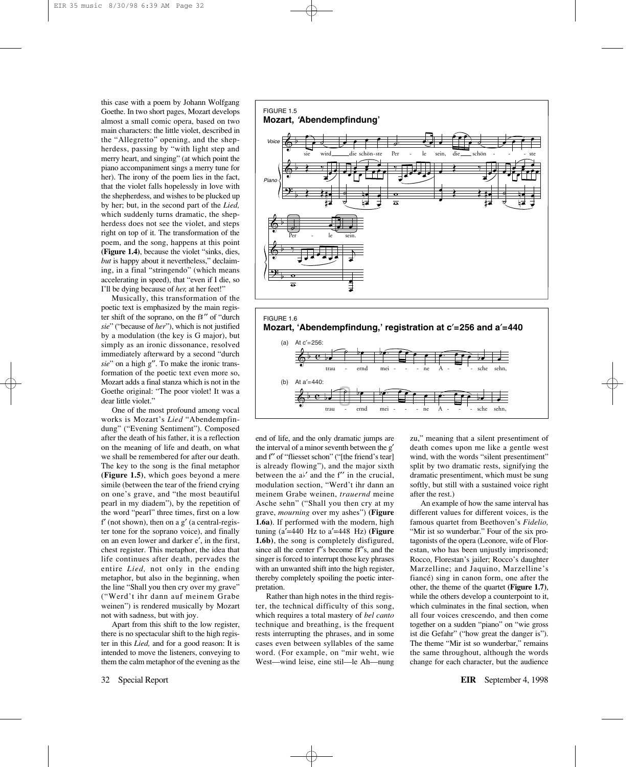this case with a poem by Johann Wolfgang Goethe. In two short pages, Mozart develops almost a small comic opera, based on two main characters: the little violet, described in the "Allegretto" opening, and the shepherdess, passing by "with light step and merry heart, and singing" (at which point the piano accompaniment sings a merry tune for her). The irony of the poem lies in the fact, that the violet falls hopelessly in love with the shepherdess, and wishes to be plucked up by her; but, in the second part of the *Lied,* which suddenly turns dramatic, the shepherdess does not see the violet, and steps right on top of it. The transformation of the poem, and the song, happens at this point **(Figure 1.4)**, because the violet "sinks, dies, *but* is happy about it nevertheless," declaiming, in a final "stringendo" (which means accelerating in speed), that "even if I die, so I'll be dying because of *her,* at her feet!"

Musically, this transformation of the poetic text is emphasized by the main register shift of the soprano, on the f♯″ of "durch *sie*" ("because of *her*"), which is not justified by a modulation (the key is G major), but simply as an ironic dissonance, resolved immediately afterward by a second "durch *sie*" on a high g″. To make the ironic transformation of the poetic text even more so, Mozart adds a final stanza which is not in the Goethe original: "The poor violet! It was a dear little violet."

One of the most profound among vocal works is Mozart's *Lied* "Abendempfindung" ("Evening Sentiment"). Composed after the death of his father, it is a reflection on the meaning of life and death, on what we shall be remembered for after our death. The key to the song is the final metaphor **(Figure 1.5)**, which goes beyond a mere simile (between the tear of the friend crying on one's grave, and "the most beautiful pearl in my diadem"), by the repetition of the word "pearl" three times, first on a low f′ (not shown), then on a g′ (a central-register tone for the soprano voice), and finally on an even lower and darker e′, in the first, chest register. This metaphor, the idea that life continues after death, pervades the entire *Lied,* not only in the ending metaphor, but also in the beginning, when the line "Shall you then cry over my grave" ("Werd't ihr dann auf meinem Grabe weinen") is rendered musically by Mozart not with sadness, but with joy.

Apart from this shift to the low register, there is no spectacular shift to the high register in this *Lied,* and for a good reason: It is intended to move the listeners, conveying to them the calm metaphor of the evening as the end of life, and the only dramatic jumps are the interval of a minor seventh between the g′ and f″ of "fliesset schon" ("[the friend's tear] is already flowing"), and the major sixth between the a♭′ and the f″ in the crucial, modulation section, "Werd't ihr dann an meinem Grabe weinen, *trauernd* meine Asche sehn" ("Shall you then cry at my grave, *mourning* over my ashes") **(Figure 1.6a)**. If performed with the modern, high tuning (a′=440 Hz to a′=448 Hz) **(Figure 1.6b)**, the song is completely disfigured, since all the center f″s become f♯″s, and the singer is forced to interrupt those key phrases with an unwanted shift into the high register, thereby completely spoiling the poetic interpretation.

FIGURE 1.5
**Mozart, 'Abendempfindung'**

FIGURE 1.6
**Mozart, 'Abendempfindung,' registration at c′=256 and a′=440**

Rather than high notes in the third register, the technical difficulty of this song, which requires a total mastery of *bel canto* technique and breathing, is the frequent rests interrupting the phrases, and in some cases even between syllables of the same word. (For example, on "mir weht, wie West—wind leise, eine stil—le Ah—nung zu," meaning that a silent presentiment of death comes upon me like a gentle west wind, with the words "silent presentiment" split by two dramatic rests, signifying the dramatic presentiment, which must be sung softly, but still with a sustained voice right after the rest.)

An example of how the same interval has different values for different voices, is the famous quartet from Beethoven's *Fidelio,* "Mir ist so wunderbar." Four of the six protagonists of the opera (Leonore, wife of Florestan, who has been unjustly imprisoned; Rocco, Florestan's jailer; Rocco's daughter Marzelline; and Jaquino, Marzelline's fiancé) sing in canon form, one after the other, the theme of the quartet **(Figure 1.7)**, while the others develop a counterpoint to it, which culminates in the final section, when all four voices crescendo, and then come together on a sudden "piano" on "wie gross ist die Gefahr" ("how great the danger is"). The theme "Mir ist so wunderbar," remains the same throughout, although the words change for each character, but the audience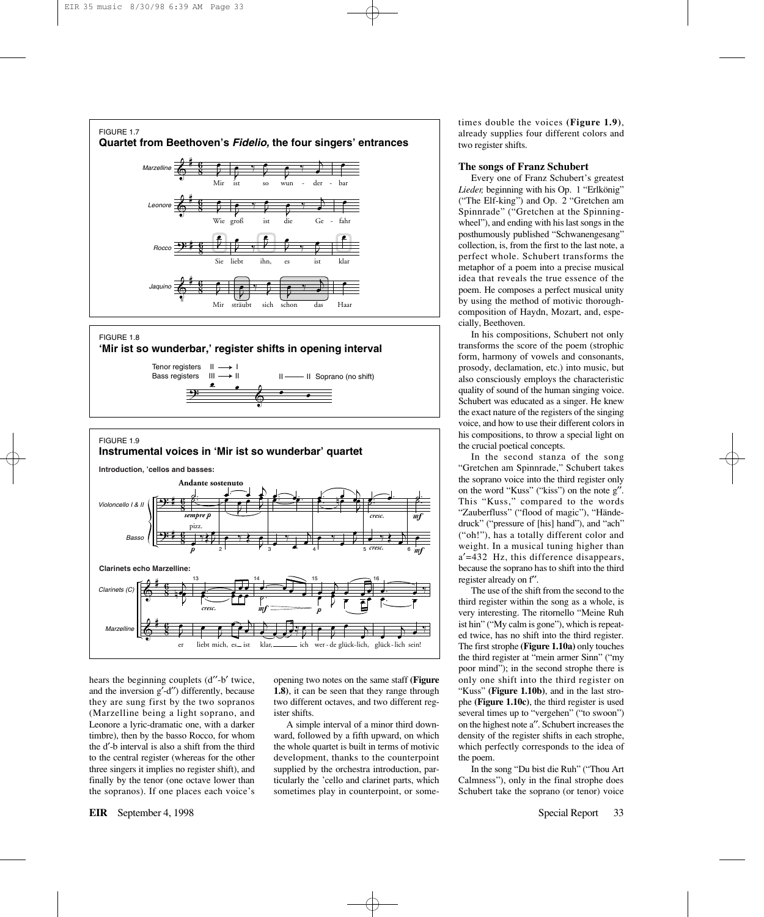FIGURE 1.7
**Quartet from Beethoven's *Fidelio,* the four singers' entrances**

FIGURE 1.8
**'Mir ist so wunderbar,' register shifts in opening interval**

FIGURE 1.9
**Instrumental voices in 'Mir ist so wunderbar' quartet**

hears the beginning couplets (d″-b′ twice, and the inversion g′-d″) differently, because they are sung first by the two sopranos (Marzelline being a light soprano, and Leonore a lyric-dramatic one, with a darker timbre), then by the basso Rocco, for whom the d′-b interval is also a shift from the third to the central register (whereas for the other three singers it implies no register shift), and finally by the tenor (one octave lower than the sopranos). If one places each voice's opening two notes on the same staff (**Figure 1.8**), it can be seen that they range through two different octaves, and two different register shifts.

A simple interval of a minor third downward, followed by a fifth upward, on which the whole quartet is built in terms of motivic development, thanks to the counterpoint supplied by the orchestra introduction, particularly the 'cello and clarinet parts, which sometimes play in counterpoint, or sometimes double the voices (**Figure 1.9**), already supplies four different colors and two register shifts.

### The songs of Franz Schubert

Every one of Franz Schubert's greatest *Lieder,* beginning with his Op. 1 "Erlkönig" ("The Elf-king") and Op. 2 "Gretchen am Spinnrade" ("Gretchen at the Spinning-wheel"), and ending with his last songs in the posthumously published "Schwanengesang" collection, is, from the first to the last note, a perfect whole. Schubert transforms the metaphor of a poem into a precise musical idea that reveals the true essence of the poem. He composes a perfect musical unity by using the method of motivic thorough-composition of Haydn, Mozart, and, especially, Beethoven.

In his compositions, Schubert not only transforms the score of the poem (strophic form, harmony of vowels and consonants, prosody, declamation, etc.) into music, but also consciously employs the characteristic quality of sound of the human singing voice. Schubert was educated as a singer. He knew the exact nature of the registers of the singing voice, and how to use their different colors in his compositions, to throw a special light on the crucial poetical concepts.

In the second stanza of the song "Gretchen am Spinnrade," Schubert takes the soprano voice into the third register only on the word "Kuss" ("kiss") on the note g″. This "Kuss," compared to the words "Zauberfluss" ("flood of magic"), "Händedruck" ("pressure of [his] hand"), and "ach" ("oh!"), has a totally different color and weight. In a musical tuning higher than a′=432 Hz, this difference disappears, because the soprano has to shift into the third register already on f″.

The use of the shift from the second to the third register within the song as a whole, is very interesting. The ritornello "Meine Ruh ist hin" ("My calm is gone"), which is repeated twice, has no shift into the third register. The first strophe (**Figure 1.10a**) only touches the third register at "mein armer Sinn" ("my poor mind"); in the second strophe there is only one shift into the third register on "Kuss" (**Figure 1.10b**), and in the last strophe (**Figure 1.10c**), the third register is used several times up to "vergehen" ("to swoon") on the highest note a″. Schubert increases the density of the register shifts in each strophe, which perfectly corresponds to the idea of the poem.

In the song "Du bist die Ruh" ("Thou Art Calmness"), only in the final strophe does Schubert take the soprano (or tenor) voice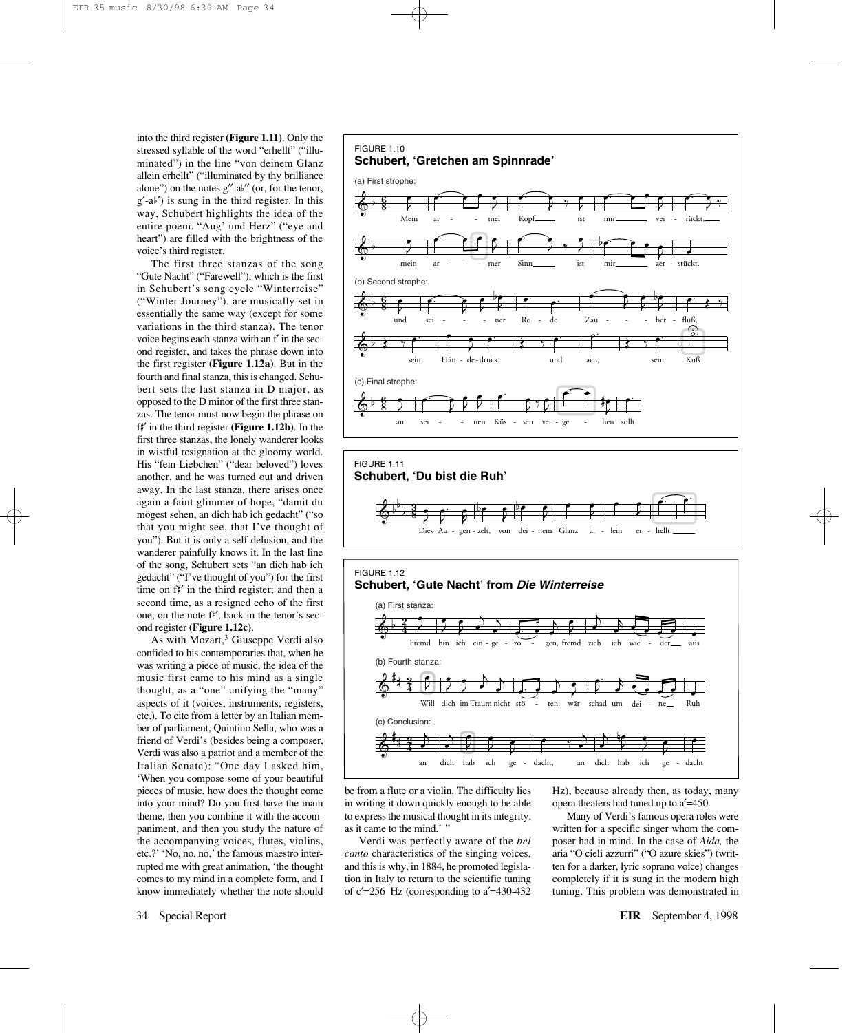into the third register **(Figure 1.11)**. Only the stressed syllable of the word "erhellt" ("illuminated") in the line "von deinem Glanz allein erhellt" ("illuminated by thy brilliance alone") on the notes g″-a♭″ (or, for the tenor, g′-a♭′) is sung in the third register. In this way, Schubert highlights the idea of the entire poem. "Aug' und Herz" ("eye and heart") are filled with the brightness of the voice's third register.

The first three stanzas of the song "Gute Nacht" ("Farewell"), which is the first in Schubert's song cycle "Winterreise" ("Winter Journey"), are musically set in essentially the same way (except for some variations in the third stanza). The tenor voice begins each stanza with an f′ in the second register, and takes the phrase down into the first register **(Figure 1.12a)**. But in the fourth and final stanza, this is changed. Schubert sets the last stanza in D major, as opposed to the D minor of the first three stanzas. The tenor must now begin the phrase on f♯′ in the third register **(Figure 1.12b)**. In the first three stanzas, the lonely wanderer looks in wistful resignation at the gloomy world. His "fein Liebchen" ("dear beloved") loves another, and he was turned out and driven away. In the last stanza, there arises once again a faint glimmer of hope, "damit du mögest sehen, an dich hab ich gedacht" ("so that you might see, that I've thought of you"). But it is only a self-delusion, and the wanderer painfully knows it. In the last line of the song, Schubert sets "an dich hab ich gedacht" ("I've thought of you") for the first time on f♯′ in the third register; and then a second time, as a resigned echo of the first one, on the note f♮′, back in the tenor's second register **(Figure 1.12c)**.

As with Mozart,[3] Giuseppe Verdi also confided to his contemporaries that, when he was writing a piece of music, the idea of the music first came to his mind as a single thought, as a "one" unifying the "many" aspects of it (voices, instruments, registers, etc.). To cite from a letter by an Italian member of parliament, Quintino Sella, who was a friend of Verdi's (besides being a composer, Verdi was also a patriot and a member of the Italian Senate): "One day I asked him, 'When you compose some of your beautiful pieces of music, how does the thought come into your mind? Do you first have the main theme, then you combine it with the accompaniment, and then you study the nature of the accompanying voices, flutes, violins, etc.?' 'No, no, no,' the famous maestro interrupted me with great animation, 'the thought comes to my mind in a complete form, and I know immediately whether the note should be from a flute or a violin. The difficulty lies in writing it down quickly enough to be able to express the musical thought in its integrity, as it came to the mind.' "

FIGURE 1.10
**Schubert, 'Gretchen am Spinnrade'**

(a) First strophe: Mein ar - - mer Kopf ist mir ver - rückt, mein ar - - - mer Sinn ist mir zer - stückt.

(b) Second strophe: und sei - - - ner Re - de Zau - - - ber - fluß, sein Hän - de - druck, und ach, sein Kuß

(c) Final strophe: an sei - - nen Küs - sen ver - ge - hen sollt

FIGURE 1.11
**Schubert, 'Du bist die Ruh'**

Dies Au - gen - zelt, von dei - nem Glanz al - lein er - hellt,

FIGURE 1.12
**Schubert, 'Gute Nacht' from *Die Winterreise***

(a) First stanza: Fremd bin ich ein - ge - zo - gen, fremd zieh ich wie - der aus

(b) Fourth stanza: Will dich im Traum nicht stö - ren, wär schad um dei - ne Ruh

(c) Conclusion: an dich hab ich ge - dacht, an dich hab ich ge - dacht

Verdi was perfectly aware of the *bel canto* characteristics of the singing voices, and this is why, in 1884, he promoted legislation in Italy to return to the scientific tuning of c′=256 Hz (corresponding to a′=430-432 Hz), because already then, as today, many opera theaters had tuned up to a′=450.

Many of Verdi's famous opera roles were written for a specific singer whom the composer had in mind. In the case of *Aida,* the aria "O cieli azzurri" ("O azure skies") (written for a darker, lyric soprano voice) changes completely if it is sung in the modern high tuning. This problem was demonstrated in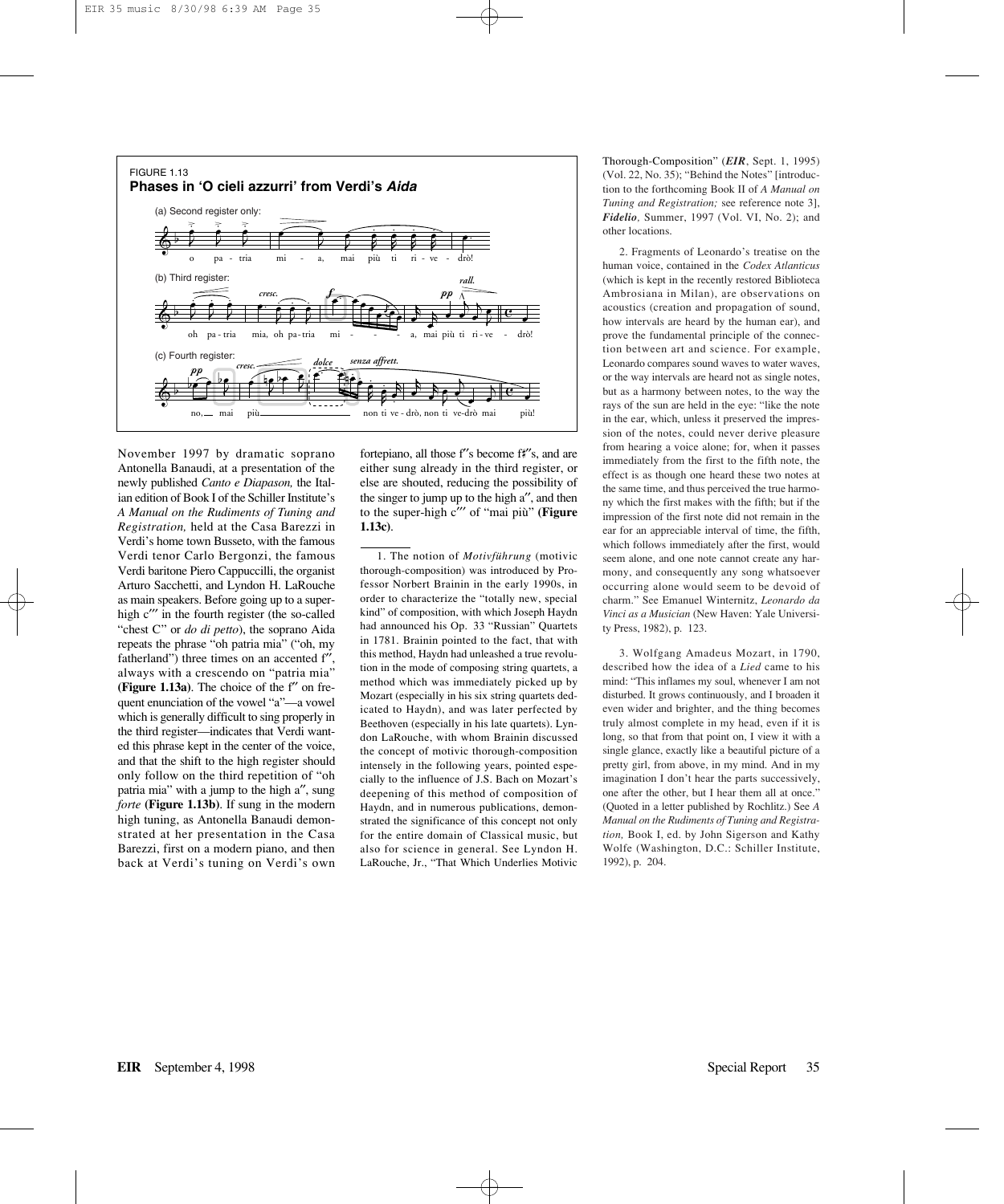FIGURE 1.13
**Phases in 'O cieli azzurri' from Verdi's *Aida***

(a) Second register only:

o pa - tria mi - a, mai più ti ri - ve - drò!

(b) Third register:

cresc. *f* *pp* rall.

oh pa - tria mia, oh pa - tria mi - - - a, mai più ti ri - ve - drò!

(c) Fourth register:

*pp* cresc. dolce senza affrett.

no, mai più non ti ve - drò, non ti ve-drò mai più!

November 1997 by dramatic soprano Antonella Banaudi, at a presentation of the newly published *Canto e Diapason,* the Italian edition of Book I of the Schiller Institute's *A Manual on the Rudiments of Tuning and Registration,* held at the Casa Barezzi in Verdi's home town Busseto, with the famous Verdi tenor Carlo Bergonzi, the famous Verdi baritone Piero Cappuccilli, the organist Arturo Sacchetti, and Lyndon H. LaRouche as main speakers. Before going up to a super-high c‴ in the fourth register (the so-called "chest C" or *do di petto*), the soprano Aida repeats the phrase "oh patria mia" ("oh, my fatherland") three times on an accented f″, always with a crescendo on "patria mia" **(Figure 1.13a)**. The choice of the f″ on frequent enunciation of the vowel "a"—a vowel which is generally difficult to sing properly in the third register—indicates that Verdi wanted this phrase kept in the center of the voice, and that the shift to the high register should only follow on the third repetition of "oh patria mia" with a jump to the high a″, sung *forte* **(Figure 1.13b)**. If sung in the modern high tuning, as Antonella Banaudi demonstrated at her presentation in the Casa Barezzi, first on a modern piano, and then back at Verdi's tuning on Verdi's own fortepiano, all those f″'s become f♯″'s, and are either sung already in the third register, or else are shouted, reducing the possibility of the singer to jump up to the high a″, and then to the super-high c‴ of "mai più" **(Figure 1.13c)**.

---

1. The notion of *Motivführung* (motivic thorough-composition) was introduced by Professor Norbert Brainin in the early 1990s, in order to characterize the "totally new, special kind" of composition, with which Joseph Haydn had announced his Op. 33 "Russian" Quartets in 1781. Brainin pointed to the fact, that with this method, Haydn had unleashed a true revolution in the mode of composing string quartets, a method which was immediately picked up by Mozart (especially in his six string quartets dedicated to Haydn), and was later perfected by Beethoven (especially in his late quartets). Lyndon LaRouche, with whom Brainin discussed the concept of motivic thorough-composition intensely in the following years, pointed especially to the influence of J.S. Bach on Mozart's deepening of this method of composition of Haydn, and in numerous publications, demonstrated the significance of this concept not only for the entire domain of Classical music, but also for science in general. See Lyndon H. LaRouche, Jr., "That Which Underlies Motivic Thorough-Composition" (***EIR***, Sept. 1, 1995) (Vol. 22, No. 35); "Behind the Notes" [introduction to the forthcoming Book II of *A Manual on Tuning and Registration;* see reference note 3], ***Fidelio,*** Summer, 1997 (Vol. VI, No. 2); and other locations.

2. Fragments of Leonardo's treatise on the human voice, contained in the *Codex Atlanticus* (which is kept in the recently restored Biblioteca Ambrosiana in Milan), are observations on acoustics (creation and propagation of sound, how intervals are heard by the human ear), and prove the fundamental principle of the connection between art and science. For example, Leonardo compares sound waves to water waves, or the way intervals are heard not as single notes, but as a harmony between notes, to the way the rays of the sun are held in the eye: "like the note in the ear, which, unless it preserved the impression of the notes, could never derive pleasure from hearing a voice alone; for, when it passes immediately from the first to the fifth note, the effect is as though one heard these two notes at the same time, and thus perceived the true harmony which the first makes with the fifth; but if the impression of the first note did not remain in the ear for an appreciable interval of time, the fifth, which follows immediately after the first, would seem alone, and one note cannot create any harmony, and consequently any song whatsoever occurring alone would seem to be devoid of charm." See Emanuel Winternitz, *Leonardo da Vinci as a Musician* (New Haven: Yale University Press, 1982), p. 123.

3. Wolfgang Amadeus Mozart, in 1790, described how the idea of a *Lied* came to his mind: "This inflames my soul, whenever I am not disturbed. It grows continuously, and I broaden it even wider and brighter, and the thing becomes truly almost complete in my head, even if it is long, so that from that point on, I view it with a single glance, exactly like a beautiful picture of a pretty girl, from above, in my mind. And in my imagination I don't hear the parts successively, one after the other, but I hear them all at once." (Quoted in a letter published by Rochlitz.) See *A Manual on the Rudiments of Tuning and Registration,* Book I, ed. by John Sigerson and Kathy Wolfe (Washington, D.C.: Schiller Institute, 1992), p. 204.